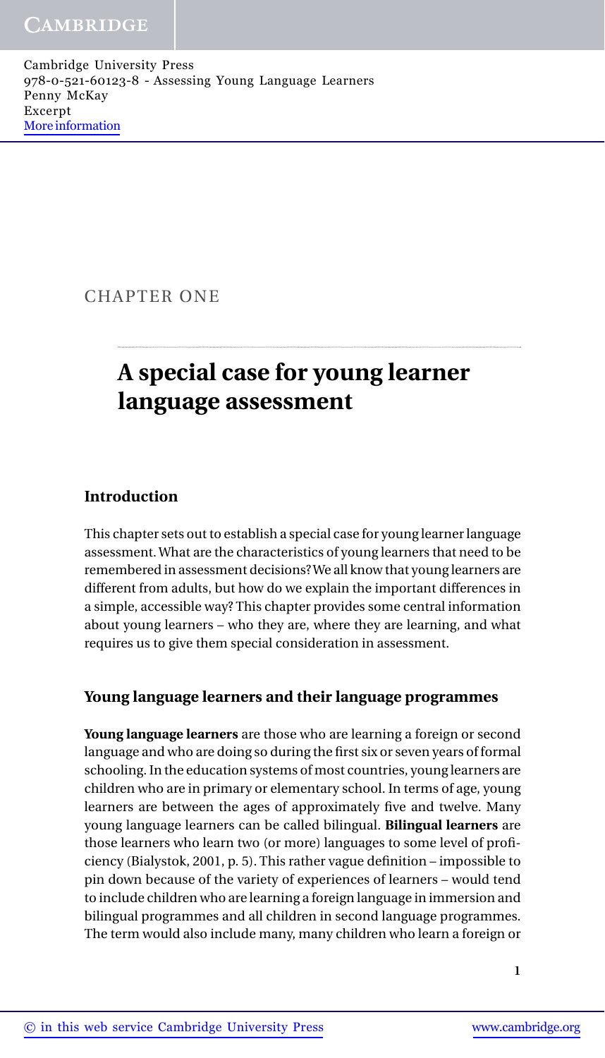CHAPTER ONE

# A special case for young learner language assessment

## Introduction

This chapter sets out to establish a special case for young learner language assessment. What are the characteristics of young learners that need to be remembered in assessment decisions? We all know that young learners are different from adults, but how do we explain the important differences in a simple, accessible way? This chapter provides some central information about young learners – who they are, where they are learning, and what requires us to give them special consideration in assessment.

## Young language learners and their language programmes

**Young language learners** are those who are learning a foreign or second language and who are doing so during the first six or seven years of formal schooling. In the education systems of most countries, young learners are children who are in primary or elementary school. In terms of age, young learners are between the ages of approximately five and twelve. Many young language learners can be called bilingual. **Bilingual learners** are those learners who learn two (or more) languages to some level of proficiency (Bialystok, 2001, p. 5). This rather vague definition – impossible to pin down because of the variety of experiences of learners – would tend to include children who are learning a foreign language in immersion and bilingual programmes and all children in second language programmes. The term would also include many, many children who learn a foreign or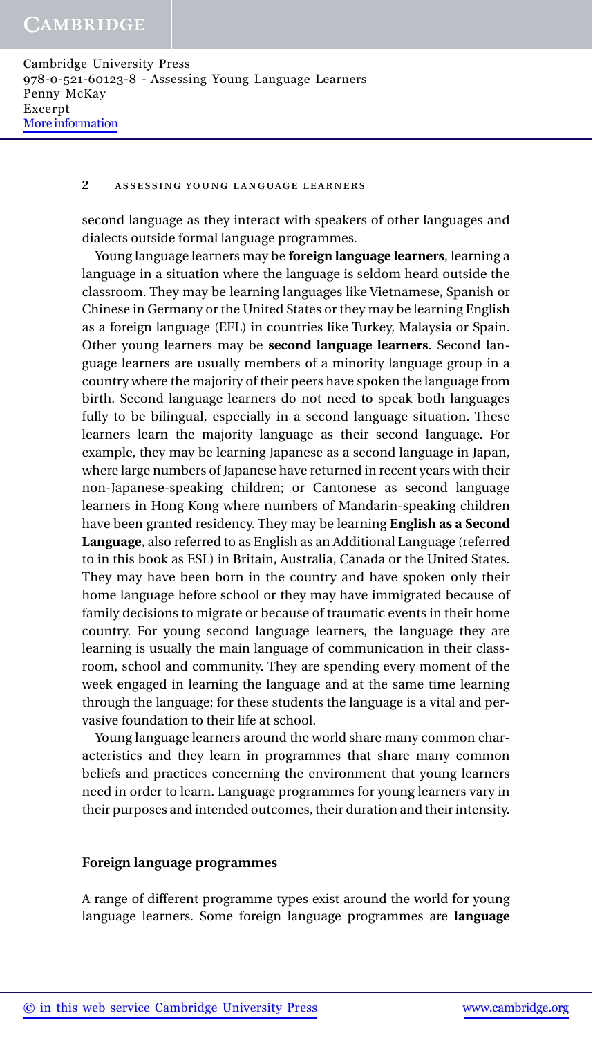second language as they interact with speakers of other languages and dialects outside formal language programmes.

Young language learners may be **foreign language learners**, learning a language in a situation where the language is seldom heard outside the classroom. They may be learning languages like Vietnamese, Spanish or Chinese in Germany or the United States or they may be learning English as a foreign language (EFL) in countries like Turkey, Malaysia or Spain. Other young learners may be **second language learners**. Second language learners are usually members of a minority language group in a country where the majority of their peers have spoken the language from birth. Second language learners do not need to speak both languages fully to be bilingual, especially in a second language situation. These learners learn the majority language as their second language. For example, they may be learning Japanese as a second language in Japan, where large numbers of Japanese have returned in recent years with their non-Japanese-speaking children; or Cantonese as second language learners in Hong Kong where numbers of Mandarin-speaking children have been granted residency. They may be learning **English as a Second Language**, also referred to as English as an Additional Language (referred to in this book as ESL) in Britain, Australia, Canada or the United States. They may have been born in the country and have spoken only their home language before school or they may have immigrated because of family decisions to migrate or because of traumatic events in their home country. For young second language learners, the language they are learning is usually the main language of communication in their classroom, school and community. They are spending every moment of the week engaged in learning the language and at the same time learning through the language; for these students the language is a vital and pervasive foundation to their life at school.

Young language learners around the world share many common characteristics and they learn in programmes that share many common beliefs and practices concerning the environment that young learners need in order to learn. Language programmes for young learners vary in their purposes and intended outcomes, their duration and their intensity.

### Foreign language programmes

A range of different programme types exist around the world for young language learners. Some foreign language programmes are **language**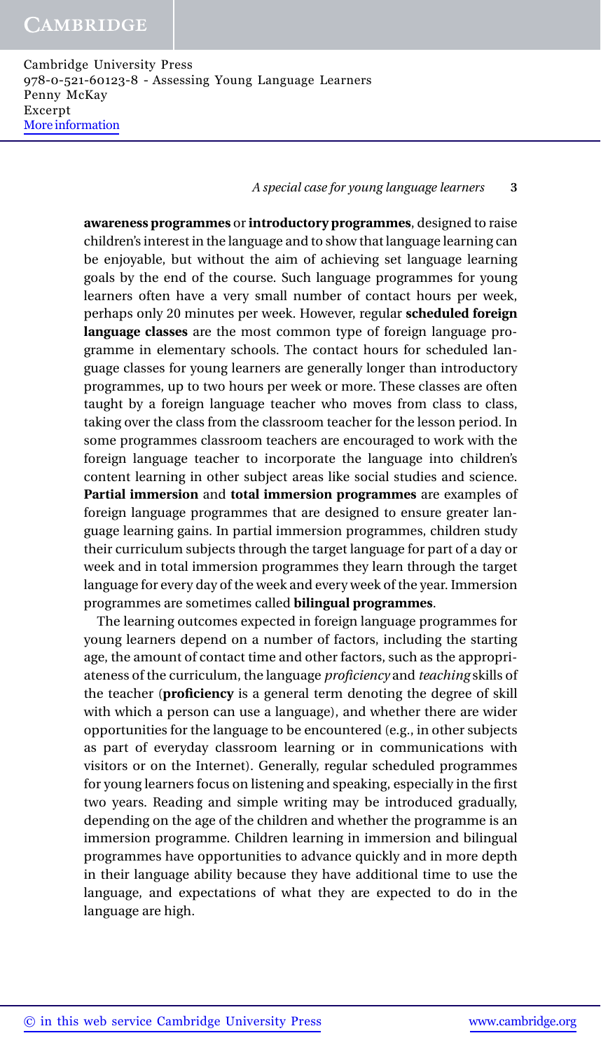**awareness programmes** or **introductory programmes**, designed to raise children's interest in the language and to show that language learning can be enjoyable, but without the aim of achieving set language learning goals by the end of the course. Such language programmes for young learners often have a very small number of contact hours per week, perhaps only 20 minutes per week. However, regular **scheduled foreign language classes** are the most common type of foreign language programme in elementary schools. The contact hours for scheduled language classes for young learners are generally longer than introductory programmes, up to two hours per week or more. These classes are often taught by a foreign language teacher who moves from class to class, taking over the class from the classroom teacher for the lesson period. In some programmes classroom teachers are encouraged to work with the foreign language teacher to incorporate the language into children's content learning in other subject areas like social studies and science. **Partial immersion** and **total immersion programmes** are examples of foreign language programmes that are designed to ensure greater language learning gains. In partial immersion programmes, children study their curriculum subjects through the target language for part of a day or week and in total immersion programmes they learn through the target language for every day of the week and every week of the year. Immersion programmes are sometimes called **bilingual programmes**.

The learning outcomes expected in foreign language programmes for young learners depend on a number of factors, including the starting age, the amount of contact time and other factors, such as the appropriateness of the curriculum, the language *proficiency* and *teaching* skills of the teacher (**proficiency** is a general term denoting the degree of skill with which a person can use a language), and whether there are wider opportunities for the language to be encountered (e.g., in other subjects as part of everyday classroom learning or in communications with visitors or on the Internet). Generally, regular scheduled programmes for young learners focus on listening and speaking, especially in the first two years. Reading and simple writing may be introduced gradually, depending on the age of the children and whether the programme is an immersion programme. Children learning in immersion and bilingual programmes have opportunities to advance quickly and in more depth in their language ability because they have additional time to use the language, and expectations of what they are expected to do in the language are high.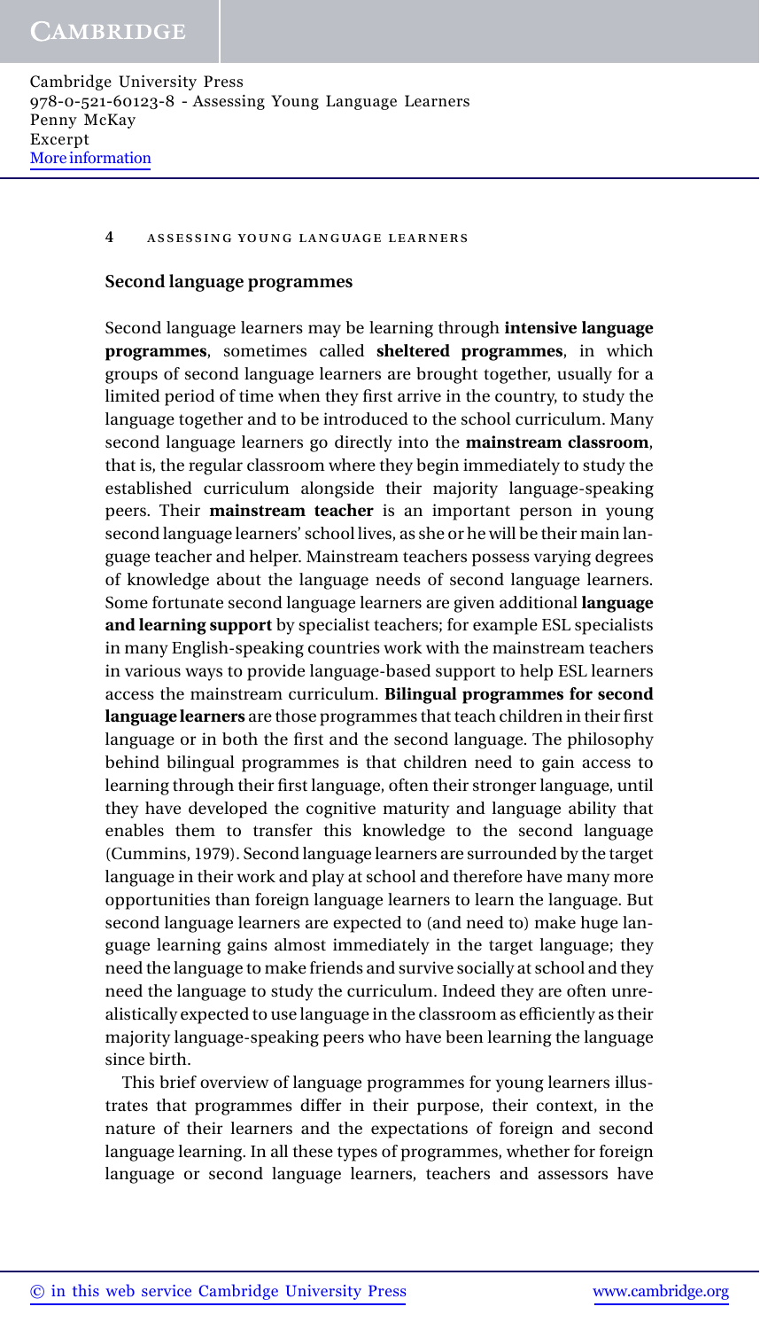### Second language programmes

Second language learners may be learning through **intensive language programmes**, sometimes called **sheltered programmes**, in which groups of second language learners are brought together, usually for a limited period of time when they first arrive in the country, to study the language together and to be introduced to the school curriculum. Many second language learners go directly into the **mainstream classroom**, that is, the regular classroom where they begin immediately to study the established curriculum alongside their majority language-speaking peers. Their **mainstream teacher** is an important person in young second language learners' school lives, as she or he will be their main language teacher and helper. Mainstream teachers possess varying degrees of knowledge about the language needs of second language learners. Some fortunate second language learners are given additional **language and learning support** by specialist teachers; for example ESL specialists in many English-speaking countries work with the mainstream teachers in various ways to provide language-based support to help ESL learners access the mainstream curriculum. **Bilingual programmes for second language learners** are those programmes that teach children in their first language or in both the first and the second language. The philosophy behind bilingual programmes is that children need to gain access to learning through their first language, often their stronger language, until they have developed the cognitive maturity and language ability that enables them to transfer this knowledge to the second language (Cummins, 1979). Second language learners are surrounded by the target language in their work and play at school and therefore have many more opportunities than foreign language learners to learn the language. But second language learners are expected to (and need to) make huge language learning gains almost immediately in the target language; they need the language to make friends and survive socially at school and they need the language to study the curriculum. Indeed they are often unrealistically expected to use language in the classroom as efficiently as their majority language-speaking peers who have been learning the language since birth.

This brief overview of language programmes for young learners illustrates that programmes differ in their purpose, their context, in the nature of their learners and the expectations of foreign and second language learning. In all these types of programmes, whether for foreign language or second language learners, teachers and assessors have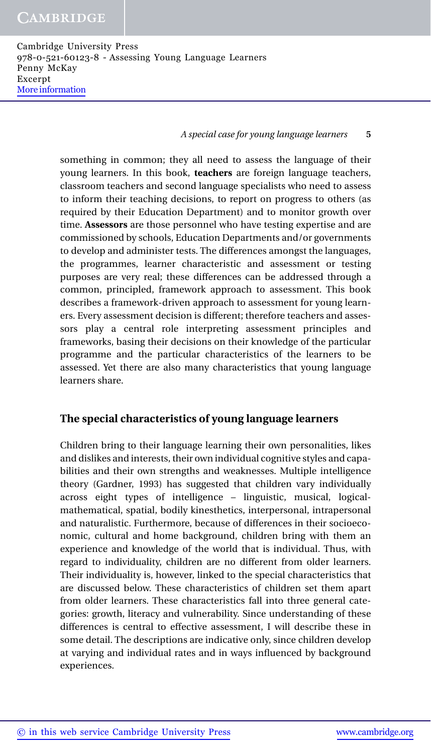something in common; they all need to assess the language of their young learners. In this book, **teachers** are foreign language teachers, classroom teachers and second language specialists who need to assess to inform their teaching decisions, to report on progress to others (as required by their Education Department) and to monitor growth over time. **Assessors** are those personnel who have testing expertise and are commissioned by schools, Education Departments and/or governments to develop and administer tests. The differences amongst the languages, the programmes, learner characteristic and assessment or testing purposes are very real; these differences can be addressed through a common, principled, framework approach to assessment. This book describes a framework-driven approach to assessment for young learners. Every assessment decision is different; therefore teachers and assessors play a central role interpreting assessment principles and frameworks, basing their decisions on their knowledge of the particular programme and the particular characteristics of the learners to be assessed. Yet there are also many characteristics that young language learners share.

## The special characteristics of young language learners

Children bring to their language learning their own personalities, likes and dislikes and interests, their own individual cognitive styles and capabilities and their own strengths and weaknesses. Multiple intelligence theory (Gardner, 1993) has suggested that children vary individually across eight types of intelligence – linguistic, musical, logical-mathematical, spatial, bodily kinesthetics, interpersonal, intrapersonal and naturalistic. Furthermore, because of differences in their socioeconomic, cultural and home background, children bring with them an experience and knowledge of the world that is individual. Thus, with regard to individuality, children are no different from older learners. Their individuality is, however, linked to the special characteristics that are discussed below. These characteristics of children set them apart from older learners. These characteristics fall into three general categories: growth, literacy and vulnerability. Since understanding of these differences is central to effective assessment, I will describe these in some detail. The descriptions are indicative only, since children develop at varying and individual rates and in ways influenced by background experiences.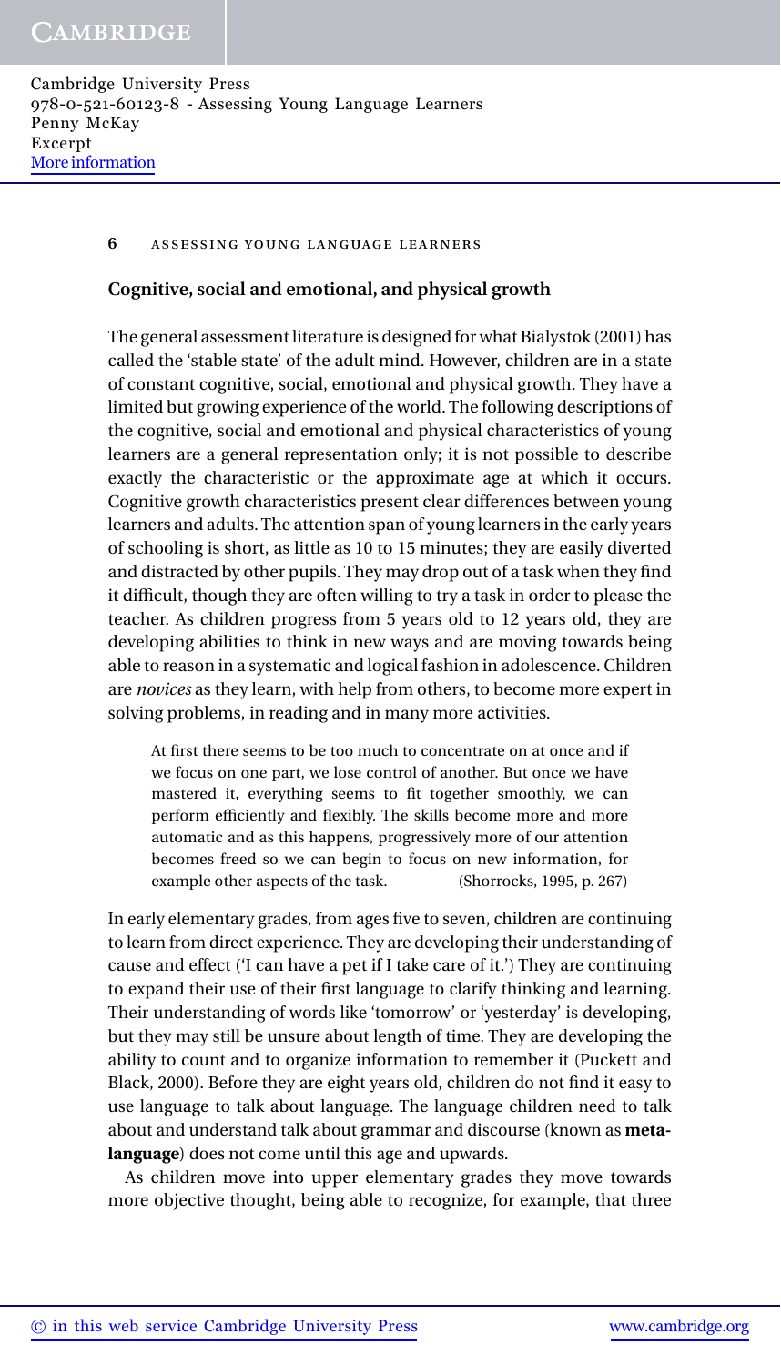## Cognitive, social and emotional, and physical growth

The general assessment literature is designed for what Bialystok (2001) has called the 'stable state' of the adult mind. However, children are in a state of constant cognitive, social, emotional and physical growth. They have a limited but growing experience of the world. The following descriptions of the cognitive, social and emotional and physical characteristics of young learners are a general representation only; it is not possible to describe exactly the characteristic or the approximate age at which it occurs. Cognitive growth characteristics present clear differences between young learners and adults. The attention span of young learners in the early years of schooling is short, as little as 10 to 15 minutes; they are easily diverted and distracted by other pupils. They may drop out of a task when they find it difficult, though they are often willing to try a task in order to please the teacher. As children progress from 5 years old to 12 years old, they are developing abilities to think in new ways and are moving towards being able to reason in a systematic and logical fashion in adolescence. Children are *novices* as they learn, with help from others, to become more expert in solving problems, in reading and in many more activities.

> At first there seems to be too much to concentrate on at once and if we focus on one part, we lose control of another. But once we have mastered it, everything seems to fit together smoothly, we can perform efficiently and flexibly. The skills become more and more automatic and as this happens, progressively more of our attention becomes freed so we can begin to focus on new information, for example other aspects of the task. (Shorrocks, 1995, p. 267)

In early elementary grades, from ages five to seven, children are continuing to learn from direct experience. They are developing their understanding of cause and effect ('I can have a pet if I take care of it.') They are continuing to expand their use of their first language to clarify thinking and learning. Their understanding of words like 'tomorrow' or 'yesterday' is developing, but they may still be unsure about length of time. They are developing the ability to count and to organize information to remember it (Puckett and Black, 2000). Before they are eight years old, children do not find it easy to use language to talk about language. The language children need to talk about and understand talk about grammar and discourse (known as **metalanguage**) does not come until this age and upwards.

As children move into upper elementary grades they move towards more objective thought, being able to recognize, for example, that three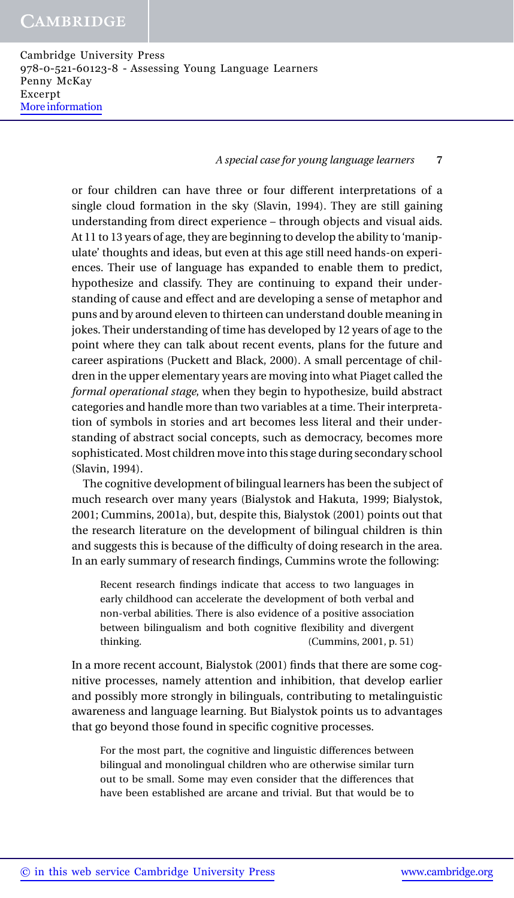or four children can have three or four different interpretations of a single cloud formation in the sky (Slavin, 1994). They are still gaining understanding from direct experience – through objects and visual aids. At 11 to 13 years of age, they are beginning to develop the ability to 'manipulate' thoughts and ideas, but even at this age still need hands-on experiences. Their use of language has expanded to enable them to predict, hypothesize and classify. They are continuing to expand their understanding of cause and effect and are developing a sense of metaphor and puns and by around eleven to thirteen can understand double meaning in jokes. Their understanding of time has developed by 12 years of age to the point where they can talk about recent events, plans for the future and career aspirations (Puckett and Black, 2000). A small percentage of children in the upper elementary years are moving into what Piaget called the *formal operational stage*, when they begin to hypothesize, build abstract categories and handle more than two variables at a time. Their interpretation of symbols in stories and art becomes less literal and their understanding of abstract social concepts, such as democracy, becomes more sophisticated. Most children move into this stage during secondary school (Slavin, 1994).

The cognitive development of bilingual learners has been the subject of much research over many years (Bialystok and Hakuta, 1999; Bialystok, 2001; Cummins, 2001a), but, despite this, Bialystok (2001) points out that the research literature on the development of bilingual children is thin and suggests this is because of the difficulty of doing research in the area. In an early summary of research findings, Cummins wrote the following:

> Recent research findings indicate that access to two languages in early childhood can accelerate the development of both verbal and non-verbal abilities. There is also evidence of a positive association between bilingualism and both cognitive flexibility and divergent thinking. (Cummins, 2001, p. 51)

In a more recent account, Bialystok (2001) finds that there are some cognitive processes, namely attention and inhibition, that develop earlier and possibly more strongly in bilinguals, contributing to metalinguistic awareness and language learning. But Bialystok points us to advantages that go beyond those found in specific cognitive processes.

> For the most part, the cognitive and linguistic differences between bilingual and monolingual children who are otherwise similar turn out to be small. Some may even consider that the differences that have been established are arcane and trivial. But that would be to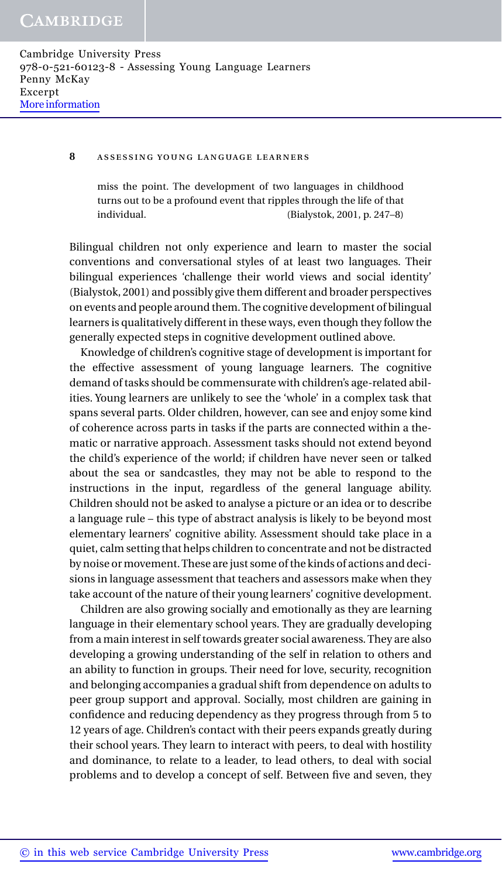> miss the point. The development of two languages in childhood turns out to be a profound event that ripples through the life of that individual. (Bialystok, 2001, p. 247–8)

Bilingual children not only experience and learn to master the social conventions and conversational styles of at least two languages. Their bilingual experiences 'challenge their world views and social identity' (Bialystok, 2001) and possibly give them different and broader perspectives on events and people around them. The cognitive development of bilingual learners is qualitatively different in these ways, even though they follow the generally expected steps in cognitive development outlined above.

Knowledge of children's cognitive stage of development is important for the effective assessment of young language learners. The cognitive demand of tasks should be commensurate with children's age-related abilities. Young learners are unlikely to see the 'whole' in a complex task that spans several parts. Older children, however, can see and enjoy some kind of coherence across parts in tasks if the parts are connected within a thematic or narrative approach. Assessment tasks should not extend beyond the child's experience of the world; if children have never seen or talked about the sea or sandcastles, they may not be able to respond to the instructions in the input, regardless of the general language ability. Children should not be asked to analyse a picture or an idea or to describe a language rule – this type of abstract analysis is likely to be beyond most elementary learners' cognitive ability. Assessment should take place in a quiet, calm setting that helps children to concentrate and not be distracted by noise or movement. These are just some of the kinds of actions and decisions in language assessment that teachers and assessors make when they take account of the nature of their young learners' cognitive development.

Children are also growing socially and emotionally as they are learning language in their elementary school years. They are gradually developing from a main interest in self towards greater social awareness. They are also developing a growing understanding of the self in relation to others and an ability to function in groups. Their need for love, security, recognition and belonging accompanies a gradual shift from dependence on adults to peer group support and approval. Socially, most children are gaining in confidence and reducing dependency as they progress through from 5 to 12 years of age. Children's contact with their peers expands greatly during their school years. They learn to interact with peers, to deal with hostility and dominance, to relate to a leader, to lead others, to deal with social problems and to develop a concept of self. Between five and seven, they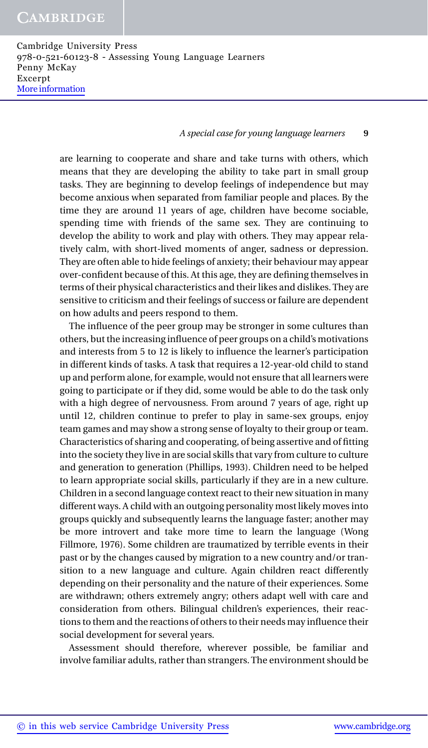are learning to cooperate and share and take turns with others, which means that they are developing the ability to take part in small group tasks. They are beginning to develop feelings of independence but may become anxious when separated from familiar people and places. By the time they are around 11 years of age, children have become sociable, spending time with friends of the same sex. They are continuing to develop the ability to work and play with others. They may appear relatively calm, with short-lived moments of anger, sadness or depression. They are often able to hide feelings of anxiety; their behaviour may appear over-confident because of this. At this age, they are defining themselves in terms of their physical characteristics and their likes and dislikes. They are sensitive to criticism and their feelings of success or failure are dependent on how adults and peers respond to them.

The influence of the peer group may be stronger in some cultures than others, but the increasing influence of peer groups on a child's motivations and interests from 5 to 12 is likely to influence the learner's participation in different kinds of tasks. A task that requires a 12-year-old child to stand up and perform alone, for example, would not ensure that all learners were going to participate or if they did, some would be able to do the task only with a high degree of nervousness. From around 7 years of age, right up until 12, children continue to prefer to play in same-sex groups, enjoy team games and may show a strong sense of loyalty to their group or team. Characteristics of sharing and cooperating, of being assertive and of fitting into the society they live in are social skills that vary from culture to culture and generation to generation (Phillips, 1993). Children need to be helped to learn appropriate social skills, particularly if they are in a new culture. Children in a second language context react to their new situation in many different ways. A child with an outgoing personality most likely moves into groups quickly and subsequently learns the language faster; another may be more introvert and take more time to learn the language (Wong Fillmore, 1976). Some children are traumatized by terrible events in their past or by the changes caused by migration to a new country and/or transition to a new language and culture. Again children react differently depending on their personality and the nature of their experiences. Some are withdrawn; others extremely angry; others adapt well with care and consideration from others. Bilingual children's experiences, their reactions to them and the reactions of others to their needs may influence their social development for several years.

Assessment should therefore, wherever possible, be familiar and involve familiar adults, rather than strangers. The environment should be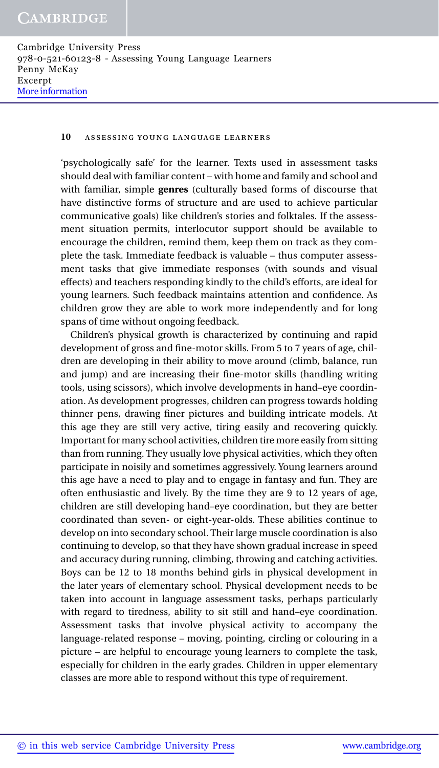'psychologically safe' for the learner. Texts used in assessment tasks should deal with familiar content – with home and family and school and with familiar, simple **genres** (culturally based forms of discourse that have distinctive forms of structure and are used to achieve particular communicative goals) like children's stories and folktales. If the assessment situation permits, interlocutor support should be available to encourage the children, remind them, keep them on track as they complete the task. Immediate feedback is valuable – thus computer assessment tasks that give immediate responses (with sounds and visual effects) and teachers responding kindly to the child's efforts, are ideal for young learners. Such feedback maintains attention and confidence. As children grow they are able to work more independently and for long spans of time without ongoing feedback.

Children's physical growth is characterized by continuing and rapid development of gross and fine-motor skills. From 5 to 7 years of age, children are developing in their ability to move around (climb, balance, run and jump) and are increasing their fine-motor skills (handling writing tools, using scissors), which involve developments in hand–eye coordination. As development progresses, children can progress towards holding thinner pens, drawing finer pictures and building intricate models. At this age they are still very active, tiring easily and recovering quickly. Important for many school activities, children tire more easily from sitting than from running. They usually love physical activities, which they often participate in noisily and sometimes aggressively. Young learners around this age have a need to play and to engage in fantasy and fun. They are often enthusiastic and lively. By the time they are 9 to 12 years of age, children are still developing hand–eye coordination, but they are better coordinated than seven- or eight-year-olds. These abilities continue to develop on into secondary school. Their large muscle coordination is also continuing to develop, so that they have shown gradual increase in speed and accuracy during running, climbing, throwing and catching activities. Boys can be 12 to 18 months behind girls in physical development in the later years of elementary school. Physical development needs to be taken into account in language assessment tasks, perhaps particularly with regard to tiredness, ability to sit still and hand–eye coordination. Assessment tasks that involve physical activity to accompany the language-related response – moving, pointing, circling or colouring in a picture – are helpful to encourage young learners to complete the task, especially for children in the early grades. Children in upper elementary classes are more able to respond without this type of requirement.